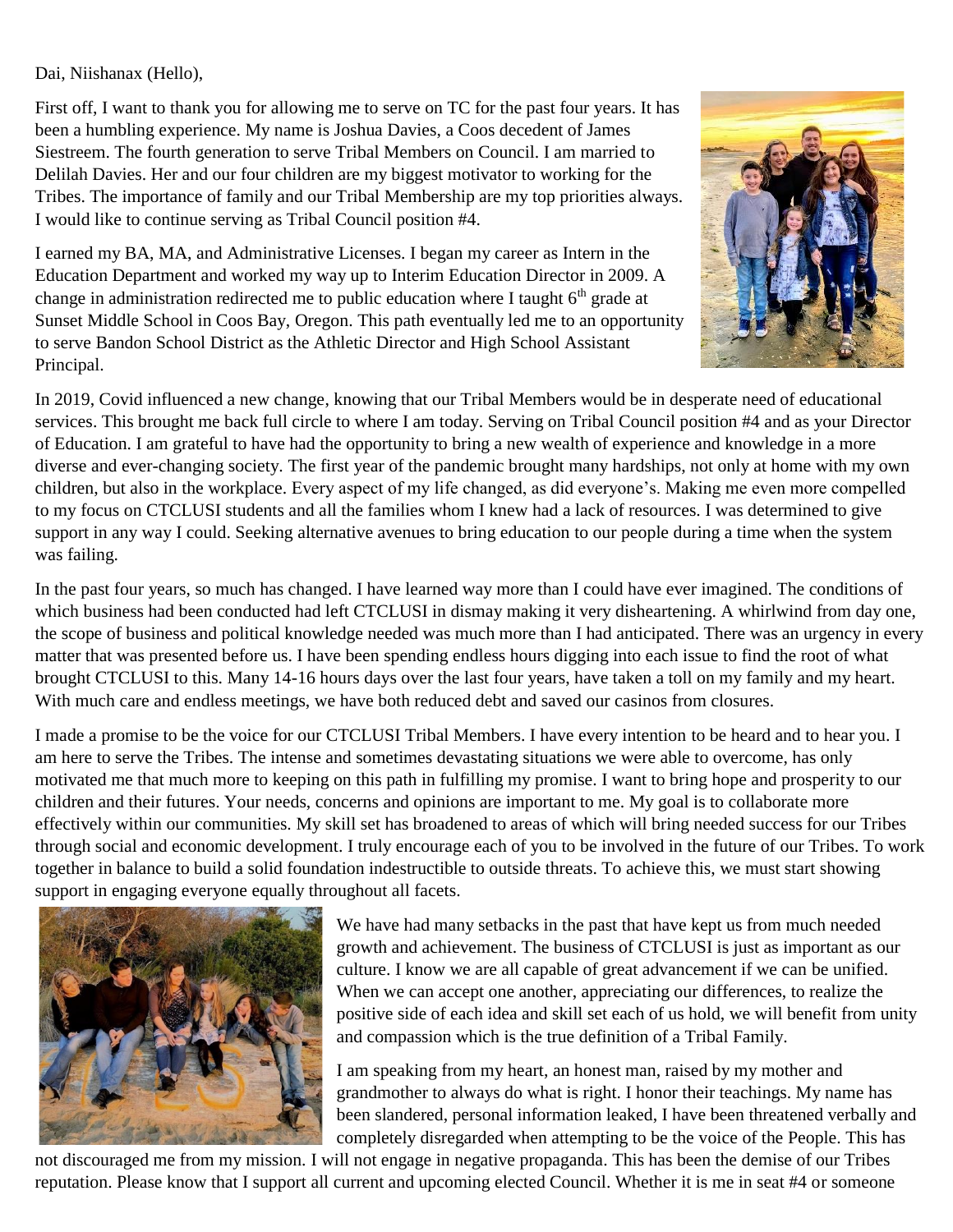Dai, Niishanax (Hello),

First off, I want to thank you for allowing me to serve on TC for the past four years. It has been a humbling experience. My name is Joshua Davies, a Coos decedent of James Siestreem. The fourth generation to serve Tribal Members on Council. I am married to Delilah Davies. Her and our four children are my biggest motivator to working for the Tribes. The importance of family and our Tribal Membership are my top priorities always. I would like to continue serving as Tribal Council position #4.

I earned my BA, MA, and Administrative Licenses. I began my career as Intern in the Education Department and worked my way up to Interim Education Director in 2009. A change in administration redirected me to public education where I taught 6th grade at Sunset Middle School in Coos Bay, Oregon. This path eventually led me to an opportunity to serve Bandon School District as the Athletic Director and High School Assistant Principal.

In 2019, Covid influenced a new change, knowing that our Tribal Members would be in desperate need of educational services. This brought me back full circle to where I am today. Serving on Tribal Council position #4 and as your Director of Education. I am grateful to have had the opportunity to bring a new wealth of experience and knowledge in a more diverse and ever-changing society. The first year of the pandemic brought many hardships, not only at home with my own children, but also in the workplace. Every aspect of my life changed, as did everyone's. Making me even more compelled to my focus on CTCLUSI students and all the families whom I knew had a lack of resources. I was determined to give support in any way I could. Seeking alternative avenues to bring education to our people during a time when the system was failing.

In the past four years, so much has changed. I have learned way more than I could have ever imagined. The conditions of which business had been conducted had left CTCLUSI in dismay making it very disheartening. A whirlwind from day one, the scope of business and political knowledge needed was much more than I had anticipated. There was an urgency in every matter that was presented before us. I have been spending endless hours digging into each issue to find the root of what brought CTCLUSI to this. Many 14-16 hours days over the last four years, have taken a toll on my family and my heart. With much care and endless meetings, we have both reduced debt and saved our casinos from closures.

I made a promise to be the voice for our CTCLUSI Tribal Members. I have every intention to be heard and to hear you. I am here to serve the Tribes. The intense and sometimes devastating situations we were able to overcome, has only motivated me that much more to keeping on this path in fulfilling my promise. I want to bring hope and prosperity to our children and their futures. Your needs, concerns and opinions are important to me. My goal is to collaborate more effectively within our communities. My skill set has broadened to areas of which will bring needed success for our Tribes through social and economic development. I truly encourage each of you to be involved in the future of our Tribes. To work together in balance to build a solid foundation indestructible to outside threats. To achieve this, we must start showing support in engaging everyone equally throughout all facets.

We have had many setbacks in the past that have kept us from much needed growth and achievement. The business of CTCLUSI is just as important as our culture. I know we are all capable of great advancement if we can be unified. When we can accept one another, appreciating our differences, to realize the positive side of each idea and skill set each of us hold, we will benefit from unity and compassion which is the true definition of a Tribal Family.

I am speaking from my heart, an honest man, raised by my mother and grandmother to always do what is right. I honor their teachings. My name has been slandered, personal information leaked, I have been threatened verbally and completely disregarded when attempting to be the voice of the People. This has not discouraged me from my mission. I will not engage in negative propaganda. This has been the demise of our Tribes reputation. Please know that I support all current and upcoming elected Council. Whether it is me in seat #4 or someone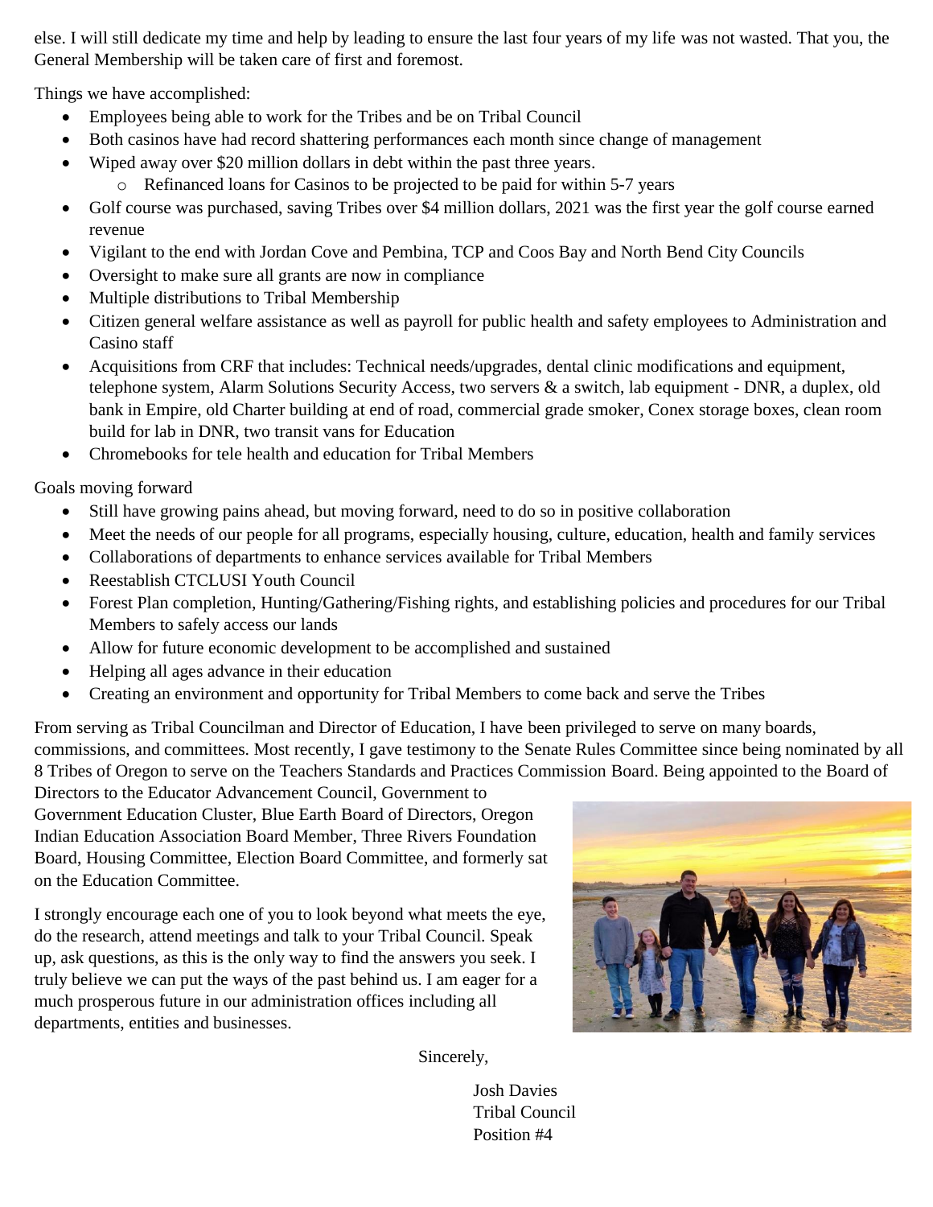else. I will still dedicate my time and help by leading to ensure the last four years of my life was not wasted. That you, the General Membership will be taken care of first and foremost.

Things we have accomplished:

- Employees being able to work for the Tribes and be on Tribal Council
- Both casinos have had record shattering performances each month since change of management
- Wiped away over $20 million dollars in debt within the past three years.
  - Refinanced loans for Casinos to be projected to be paid for within 5-7 years
- Golf course was purchased, saving Tribes over $4 million dollars, 2021 was the first year the golf course earned revenue
- Vigilant to the end with Jordan Cove and Pembina, TCP and Coos Bay and North Bend City Councils
- Oversight to make sure all grants are now in compliance
- Multiple distributions to Tribal Membership
- Citizen general welfare assistance as well as payroll for public health and safety employees to Administration and Casino staff
- Acquisitions from CRF that includes: Technical needs/upgrades, dental clinic modifications and equipment, telephone system, Alarm Solutions Security Access, two servers & a switch, lab equipment - DNR, a duplex, old bank in Empire, old Charter building at end of road, commercial grade smoker, Conex storage boxes, clean room build for lab in DNR, two transit vans for Education
- Chromebooks for tele health and education for Tribal Members

Goals moving forward

- Still have growing pains ahead, but moving forward, need to do so in positive collaboration
- Meet the needs of our people for all programs, especially housing, culture, education, health and family services
- Collaborations of departments to enhance services available for Tribal Members
- Reestablish CTCLUSI Youth Council
- Forest Plan completion, Hunting/Gathering/Fishing rights, and establishing policies and procedures for our Tribal Members to safely access our lands
- Allow for future economic development to be accomplished and sustained
- Helping all ages advance in their education
- Creating an environment and opportunity for Tribal Members to come back and serve the Tribes

From serving as Tribal Councilman and Director of Education, I have been privileged to serve on many boards, commissions, and committees. Most recently, I gave testimony to the Senate Rules Committee since being nominated by all 8 Tribes of Oregon to serve on the Teachers Standards and Practices Commission Board. Being appointed to the Board of Directors to the Educator Advancement Council, Government to Government Education Cluster, Blue Earth Board of Directors, Oregon Indian Education Association Board Member, Three Rivers Foundation Board, Housing Committee, Election Board Committee, and formerly sat on the Education Committee.

I strongly encourage each one of you to look beyond what meets the eye, do the research, attend meetings and talk to your Tribal Council. Speak up, ask questions, as this is the only way to find the answers you seek. I truly believe we can put the ways of the past behind us. I am eager for a much prosperous future in our administration offices including all departments, entities and businesses.

Sincerely,

Josh Davies
Tribal Council
Position #4